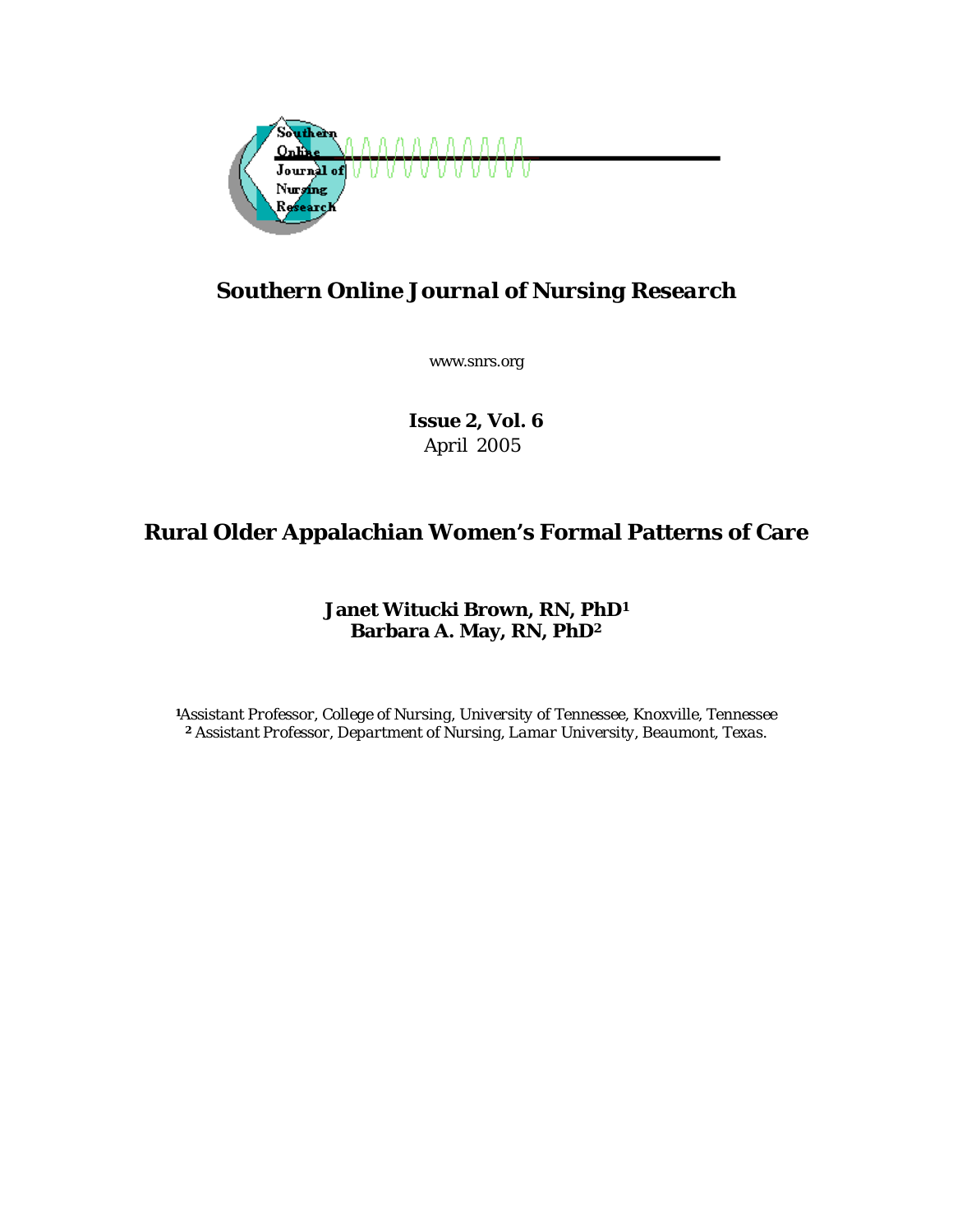# Southern Online Journal of Nursing Research

www.snrs.org

**Issue 2, Vol. 6**
April 2005

## Rural Older Appalachian Women's Formal Patterns of Care

**Janet Witucki Brown, RN, PhD[1]**
**Barbara A. May, RN, PhD[2]**

[1]Assistant Professor, College of Nursing, University of Tennessee, Knoxville, Tennessee
[2] Assistant Professor, Department of Nursing, Lamar University, Beaumont, Texas.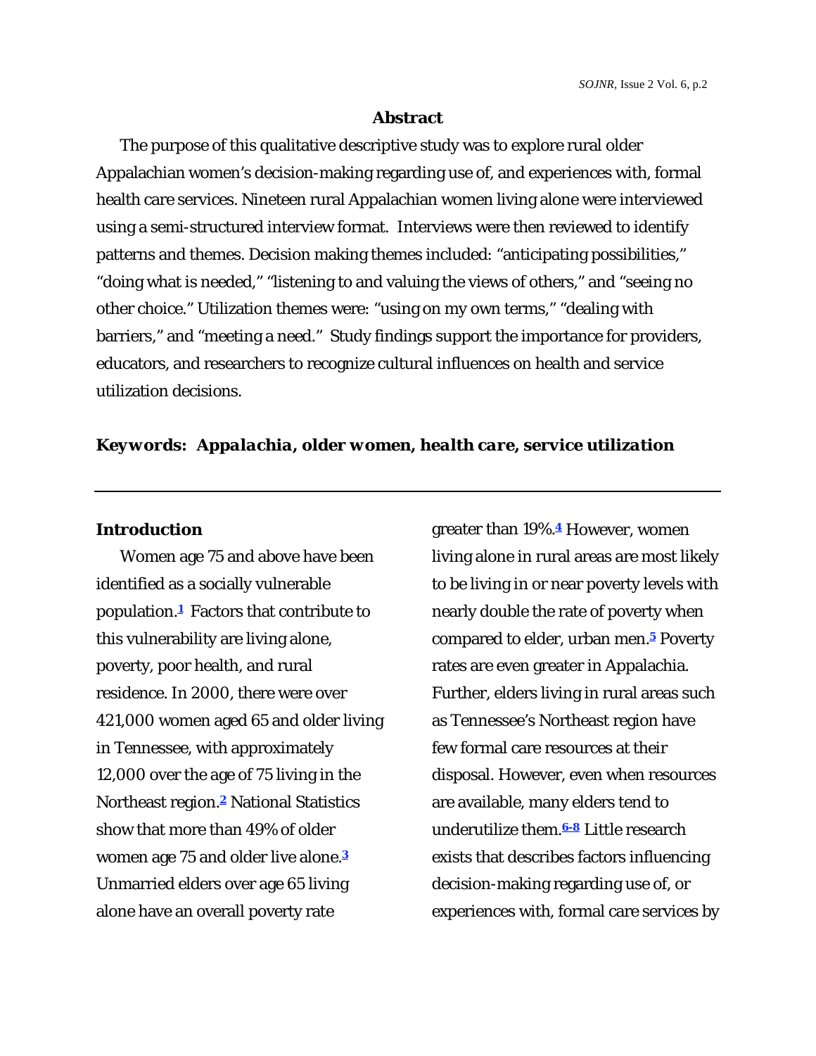## Abstract

The purpose of this qualitative descriptive study was to explore rural older Appalachian women's decision-making regarding use of, and experiences with, formal health care services. Nineteen rural Appalachian women living alone were interviewed using a semi-structured interview format. Interviews were then reviewed to identify patterns and themes. Decision making themes included: "anticipating possibilities," "doing what is needed," "listening to and valuing the views of others," and "seeing no other choice." Utilization themes were: "using on my own terms," "dealing with barriers," and "meeting a need." Study findings support the importance for providers, educators, and researchers to recognize cultural influences on health and service utilization decisions.

***Keywords: Appalachia, older women, health care, service utilization***

---

## Introduction

Women age 75 and above have been identified as a socially vulnerable population.[1] Factors that contribute to this vulnerability are living alone, poverty, poor health, and rural residence. In 2000, there were over 421,000 women aged 65 and older living in Tennessee, with approximately 12,000 over the age of 75 living in the Northeast region.[2] National Statistics show that more than 49% of older women age 75 and older live alone.[3] Unmarried elders over age 65 living alone have an overall poverty rate greater than 19%.[4] However, women living alone in rural areas are most likely to be living in or near poverty levels with nearly double the rate of poverty when compared to elder, urban men.[5] Poverty rates are even greater in Appalachia. Further, elders living in rural areas such as Tennessee's Northeast region have few formal care resources at their disposal. However, even when resources are available, many elders tend to underutilize them.[6-8] Little research exists that describes factors influencing decision-making regarding use of, or experiences with, formal care services by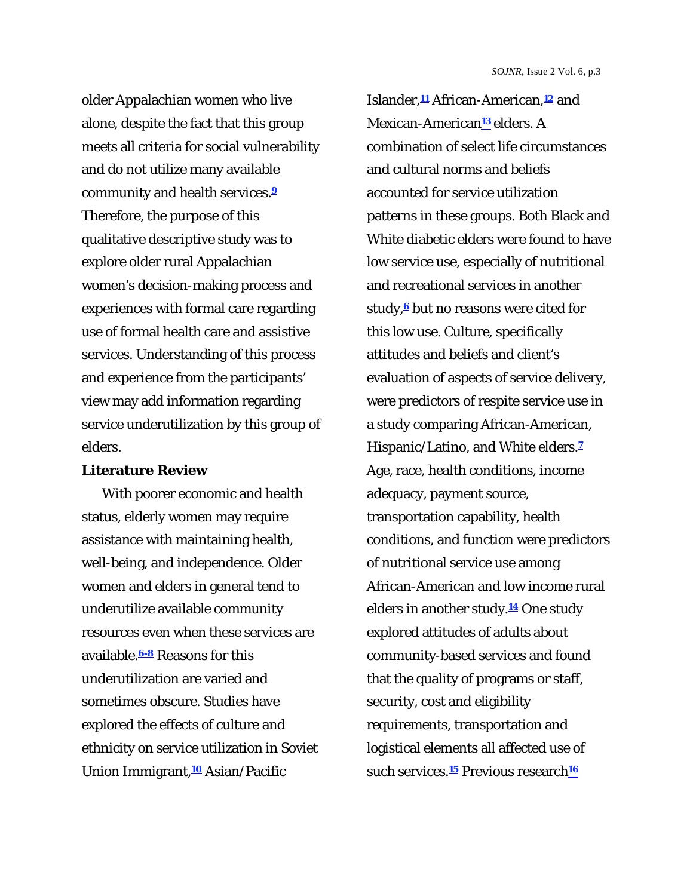older Appalachian women who live alone, despite the fact that this group meets all criteria for social vulnerability and do not utilize many available community and health services.[9] Therefore, the purpose of this qualitative descriptive study was to explore older rural Appalachian women's decision-making process and experiences with formal care regarding use of formal health care and assistive services. Understanding of this process and experience from the participants' view may add information regarding service underutilization by this group of elders.

**Literature Review**

With poorer economic and health status, elderly women may require assistance with maintaining health, well-being, and independence. Older women and elders in general tend to underutilize available community resources even when these services are available.[6-8] Reasons for this underutilization are varied and sometimes obscure. Studies have explored the effects of culture and ethnicity on service utilization in Soviet Union Immigrant,[10] Asian/Pacific Islander,[11] African-American,[12] and Mexican-American[13] elders. A combination of select life circumstances and cultural norms and beliefs accounted for service utilization patterns in these groups. Both Black and White diabetic elders were found to have low service use, especially of nutritional and recreational services in another study,[6] but no reasons were cited for this low use. Culture, specifically attitudes and beliefs and client's evaluation of aspects of service delivery, were predictors of respite service use in a study comparing African-American, Hispanic/Latino, and White elders.[7] Age, race, health conditions, income adequacy, payment source, transportation capability, health conditions, and function were predictors of nutritional service use among African-American and low income rural elders in another study.[14] One study explored attitudes of adults about community-based services and found that the quality of programs or staff, security, cost and eligibility requirements, transportation and logistical elements all affected use of such services.[15] Previous research[16]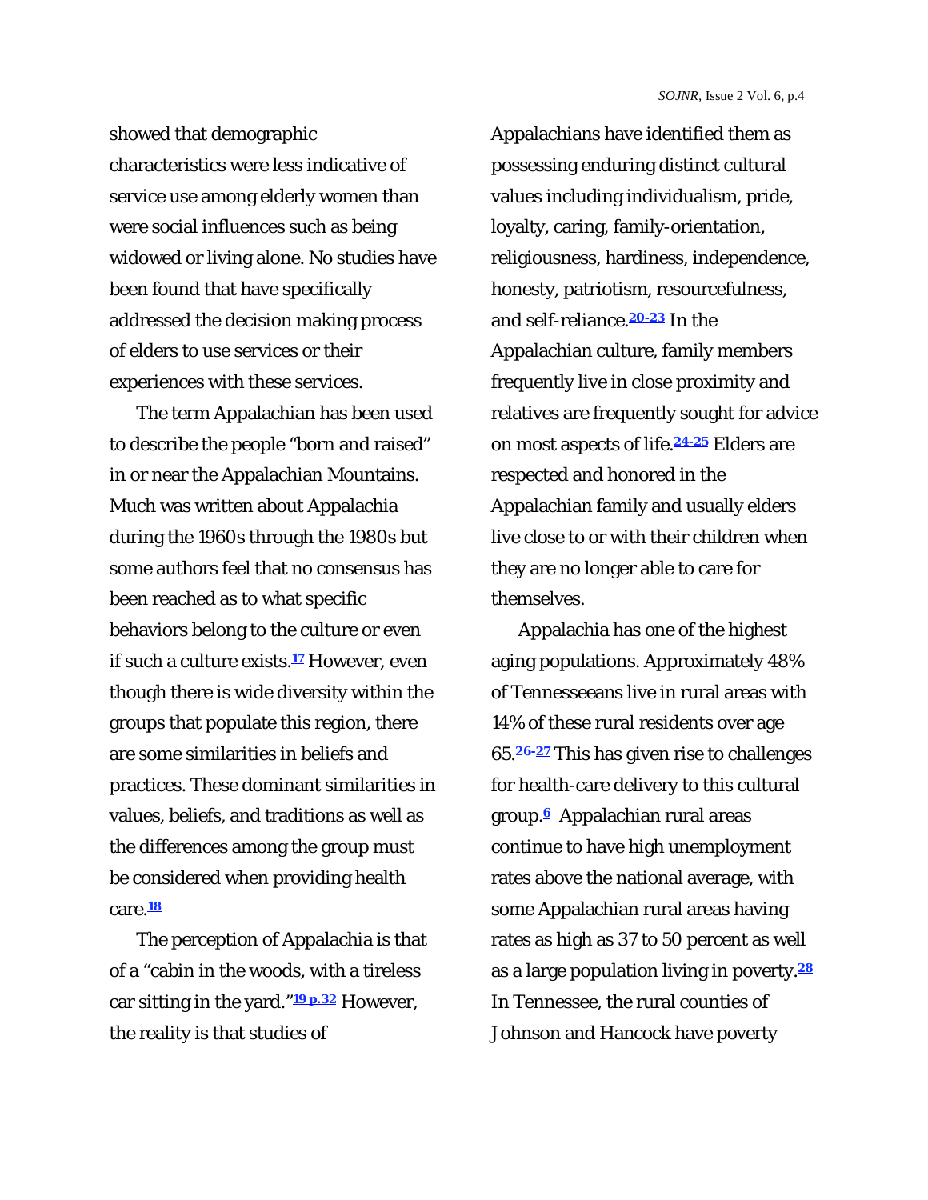showed that demographic characteristics were less indicative of service use among elderly women than were social influences such as being widowed or living alone. No studies have been found that have specifically addressed the decision making process of elders to use services or their experiences with these services.

The term Appalachian has been used to describe the people "born and raised" in or near the Appalachian Mountains. Much was written about Appalachia during the 1960s through the 1980s but some authors feel that no consensus has been reached as to what specific behaviors belong to the culture or even if such a culture exists.[17] However, even though there is wide diversity within the groups that populate this region, there are some similarities in beliefs and practices. These dominant similarities in values, beliefs, and traditions as well as the differences among the group must be considered when providing health care.[18]

The perception of Appalachia is that of a "cabin in the woods, with a tireless car sitting in the yard."[19 p.32] However, the reality is that studies of Appalachians have identified them as possessing enduring distinct cultural values including individualism, pride, loyalty, caring, family-orientation, religiousness, hardiness, independence, honesty, patriotism, resourcefulness, and self-reliance.[20-23] In the Appalachian culture, family members frequently live in close proximity and relatives are frequently sought for advice on most aspects of life.[24-25] Elders are respected and honored in the Appalachian family and usually elders live close to or with their children when they are no longer able to care for themselves.

Appalachia has one of the highest aging populations. Approximately 48% of Tennesseeans live in rural areas with 14% of these rural residents over age 65.[26-27] This has given rise to challenges for health-care delivery to this cultural group.[6] Appalachian rural areas continue to have high unemployment rates above the national average, with some Appalachian rural areas having rates as high as 37 to 50 percent as well as a large population living in poverty.[28] In Tennessee, the rural counties of Johnson and Hancock have poverty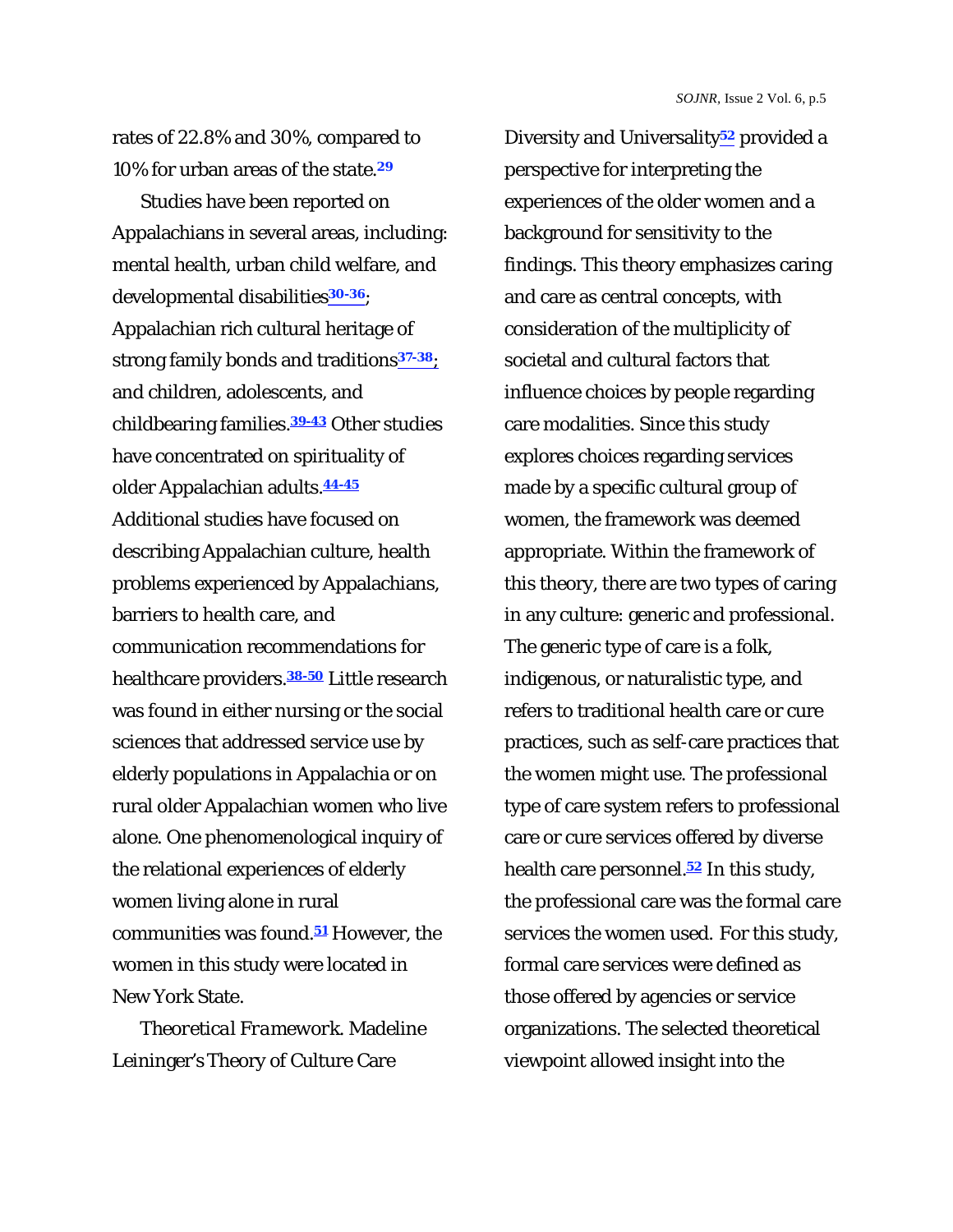rates of 22.8% and 30%, compared to 10% for urban areas of the state.[29]

Studies have been reported on Appalachians in several areas, including: mental health, urban child welfare, and developmental disabilities[30-36]; Appalachian rich cultural heritage of strong family bonds and traditions[37-38]; and children, adolescents, and childbearing families.[39-43] Other studies have concentrated on spirituality of older Appalachian adults.[44-45] Additional studies have focused on describing Appalachian culture, health problems experienced by Appalachians, barriers to health care, and communication recommendations for healthcare providers.[38-50] Little research was found in either nursing or the social sciences that addressed service use by elderly populations in Appalachia or on rural older Appalachian women who live alone. One phenomenological inquiry of the relational experiences of elderly women living alone in rural communities was found.[51] However, the women in this study were located in New York State.

*Theoretical Framework.* Madeline Leininger's Theory of Culture Care Diversity and Universality[52] provided a perspective for interpreting the experiences of the older women and a background for sensitivity to the findings. This theory emphasizes caring and care as central concepts, with consideration of the multiplicity of societal and cultural factors that influence choices by people regarding care modalities. Since this study explores choices regarding services made by a specific cultural group of women, the framework was deemed appropriate. Within the framework of this theory, there are two types of caring in any culture: generic and professional. The generic type of care is a folk, indigenous, or naturalistic type, and refers to traditional health care or cure practices, such as self-care practices that the women might use. The professional type of care system refers to professional care or cure services offered by diverse health care personnel.[52] In this study, the professional care was the formal care services the women used. For this study, formal care services were defined as those offered by agencies or service organizations. The selected theoretical viewpoint allowed insight into the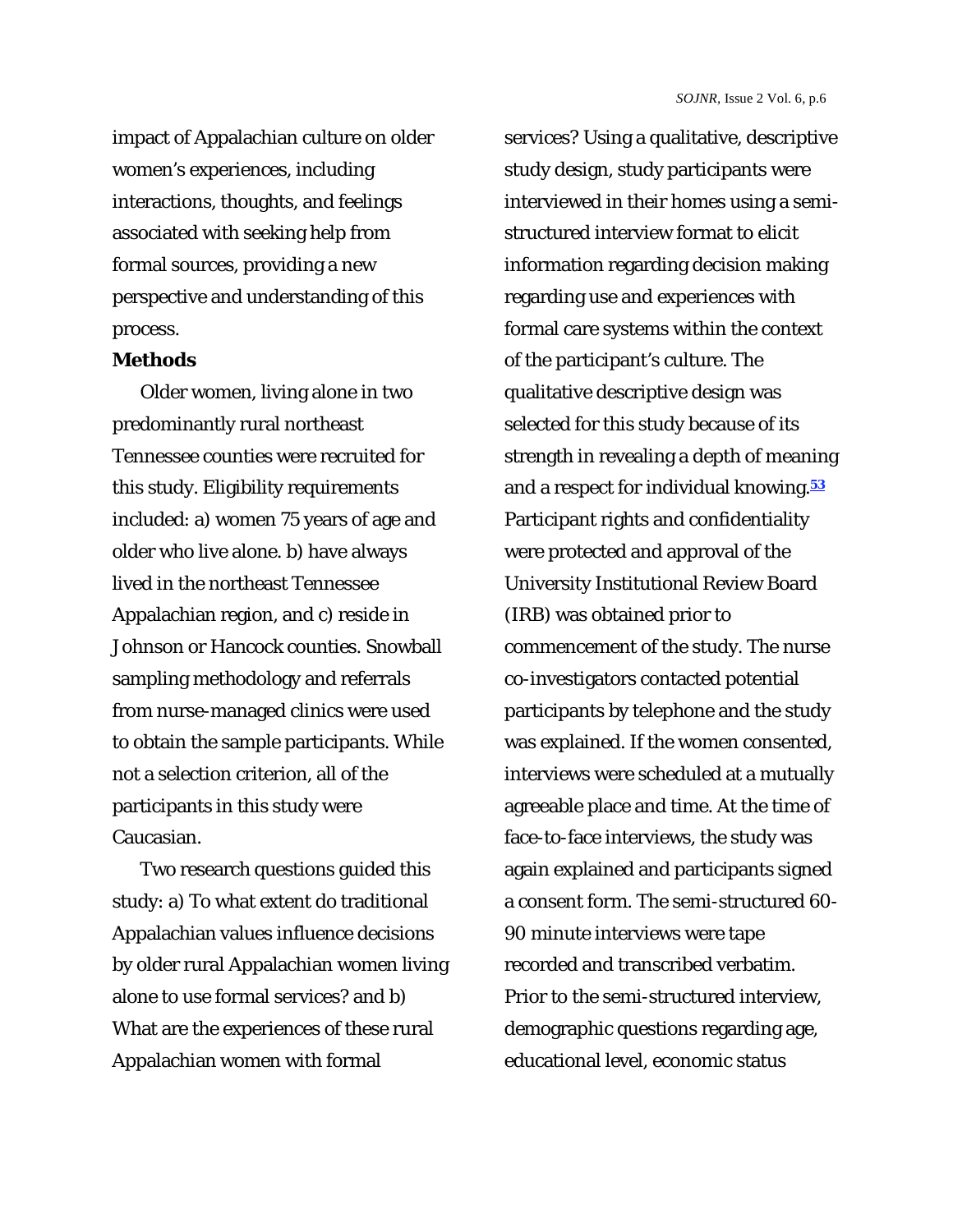impact of Appalachian culture on older women's experiences, including interactions, thoughts, and feelings associated with seeking help from formal sources, providing a new perspective and understanding of this process.

**Methods**

Older women, living alone in two predominantly rural northeast Tennessee counties were recruited for this study. Eligibility requirements included: a) women 75 years of age and older who live alone. b) have always lived in the northeast Tennessee Appalachian region, and c) reside in Johnson or Hancock counties. Snowball sampling methodology and referrals from nurse-managed clinics were used to obtain the sample participants. While not a selection criterion, all of the participants in this study were Caucasian.

Two research questions guided this study: a) To what extent do traditional Appalachian values influence decisions by older rural Appalachian women living alone to use formal services? and b) What are the experiences of these rural Appalachian women with formal services? Using a qualitative, descriptive study design, study participants were interviewed in their homes using a semi-structured interview format to elicit information regarding decision making regarding use and experiences with formal care systems within the context of the participant's culture. The qualitative descriptive design was selected for this study because of its strength in revealing a depth of meaning and a respect for individual knowing.[53] Participant rights and confidentiality were protected and approval of the University Institutional Review Board (IRB) was obtained prior to commencement of the study. The nurse co-investigators contacted potential participants by telephone and the study was explained. If the women consented, interviews were scheduled at a mutually agreeable place and time. At the time of face-to-face interviews, the study was again explained and participants signed a consent form. The semi-structured 60-90 minute interviews were tape recorded and transcribed verbatim. Prior to the semi-structured interview, demographic questions regarding age, educational level, economic status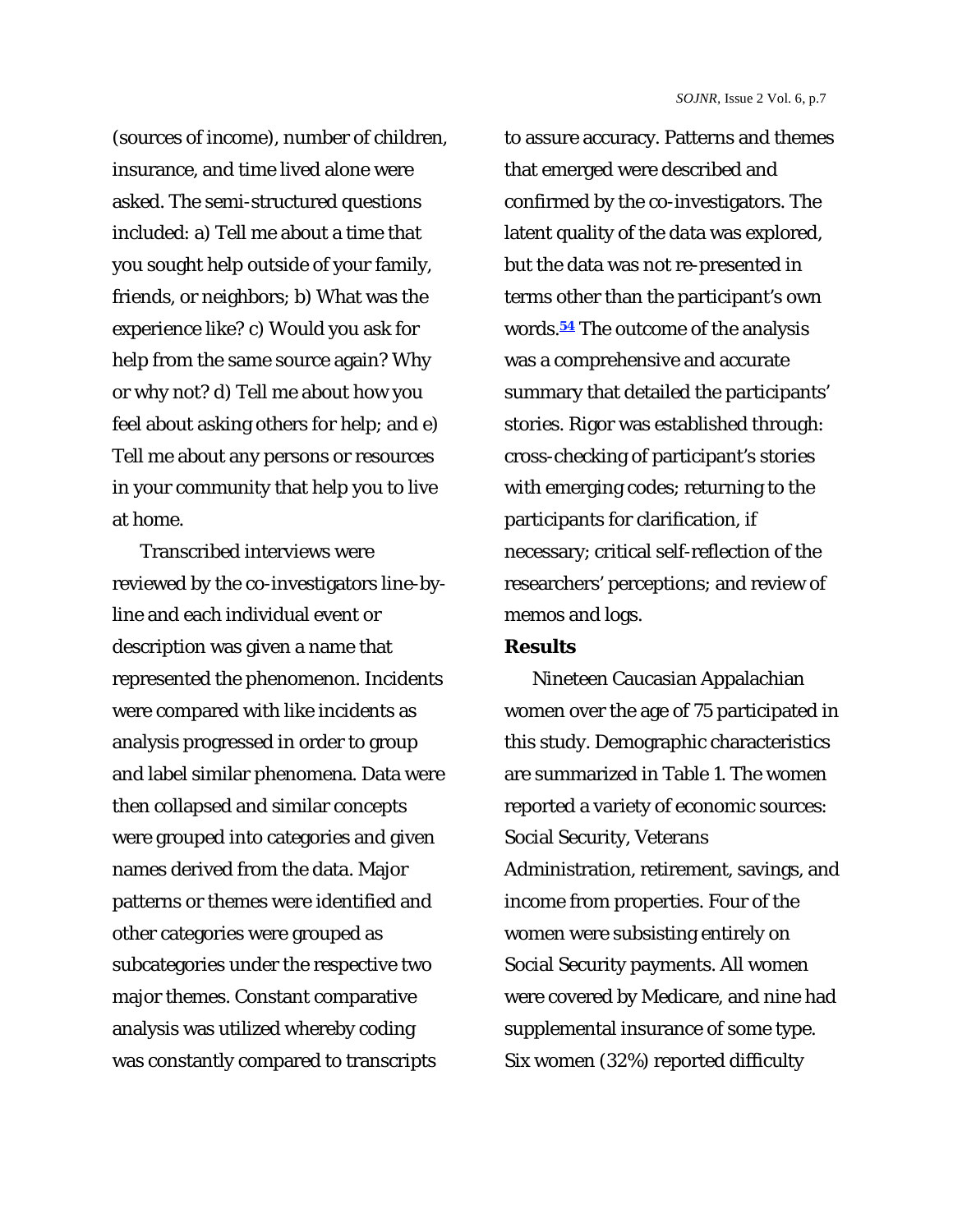(sources of income), number of children, insurance, and time lived alone were asked. The semi-structured questions included: a) Tell me about a time that you sought help outside of your family, friends, or neighbors; b) What was the experience like? c) Would you ask for help from the same source again? Why or why not? d) Tell me about how you feel about asking others for help; and e) Tell me about any persons or resources in your community that help you to live at home.

Transcribed interviews were reviewed by the co-investigators line-by-line and each individual event or description was given a name that represented the phenomenon. Incidents were compared with like incidents as analysis progressed in order to group and label similar phenomena. Data were then collapsed and similar concepts were grouped into categories and given names derived from the data. Major patterns or themes were identified and other categories were grouped as subcategories under the respective two major themes. Constant comparative analysis was utilized whereby coding was constantly compared to transcripts to assure accuracy. Patterns and themes that emerged were described and confirmed by the co-investigators. The latent quality of the data was explored, but the data was not re-presented in terms other than the participant's own words.[54] The outcome of the analysis was a comprehensive and accurate summary that detailed the participants' stories. Rigor was established through: cross-checking of participant's stories with emerging codes; returning to the participants for clarification, if necessary; critical self-reflection of the researchers' perceptions; and review of memos and logs.

**Results**

Nineteen Caucasian Appalachian women over the age of 75 participated in this study. Demographic characteristics are summarized in Table 1. The women reported a variety of economic sources: Social Security, Veterans Administration, retirement, savings, and income from properties. Four of the women were subsisting entirely on Social Security payments. All women were covered by Medicare, and nine had supplemental insurance of some type. Six women (32%) reported difficulty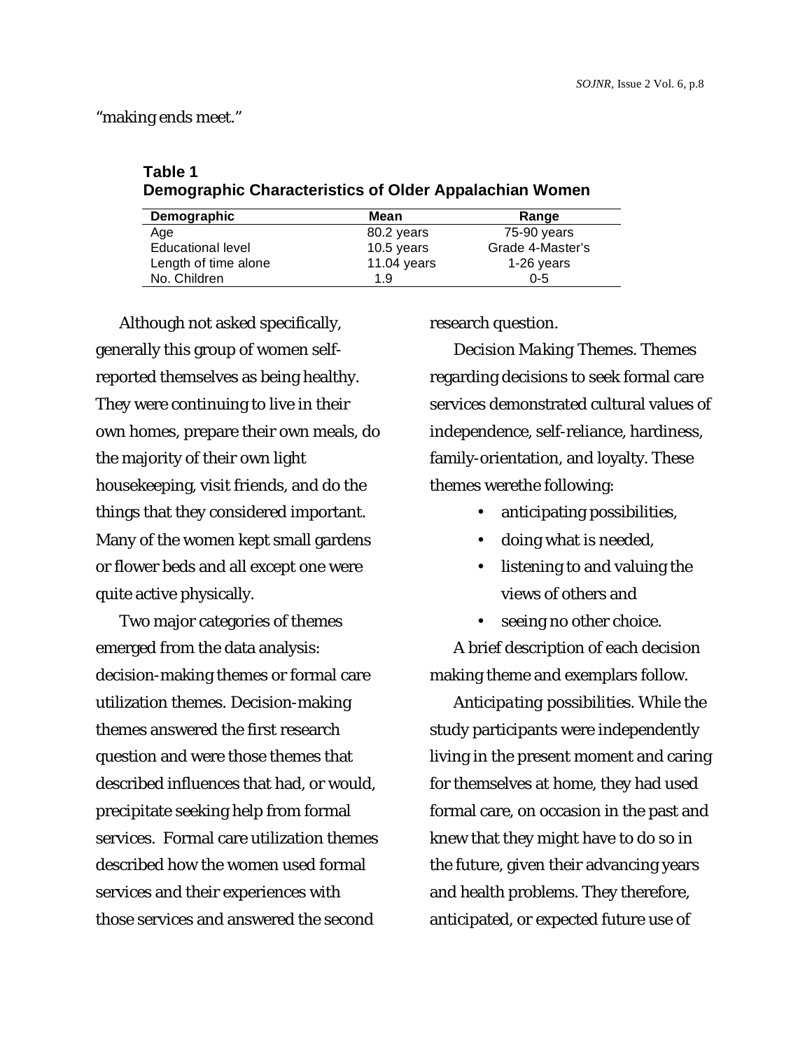"making ends meet."

**Table 1**
**Demographic Characteristics of Older Appalachian Women**

| Demographic | Mean | Range |
|---|---|---|
| Age | 80.2 years | 75-90 years |
| Educational level | 10.5 years | Grade 4-Master's |
| Length of time alone | 11.04 years | 1-26 years |
| No. Children | 1.9 | 0-5 |

Although not asked specifically, generally this group of women self-reported themselves as being healthy. They were continuing to live in their own homes, prepare their own meals, do the majority of their own light housekeeping, visit friends, and do the things that they considered important. Many of the women kept small gardens or flower beds and all except one were quite active physically.

Two major categories of themes emerged from the data analysis: decision-making themes or formal care utilization themes. Decision-making themes answered the first research question and were those themes that described influences that had, or would, precipitate seeking help from formal services. Formal care utilization themes described how the women used formal services and their experiences with those services and answered the second research question.

*Decision Making Themes.* Themes regarding decisions to seek formal care services demonstrated cultural values of independence, self-reliance, hardiness, family-orientation, and loyalty. These themes werethe following:

- anticipating possibilities,
- doing what is needed,
- listening to and valuing the views of others and
- seeing no other choice.

A brief description of each decision making theme and exemplars follow.

*Anticipating possibilities.* While the study participants were independently living in the present moment and caring for themselves at home, they had used formal care, on occasion in the past and knew that they might have to do so in the future, given their advancing years and health problems. They therefore, anticipated, or expected future use of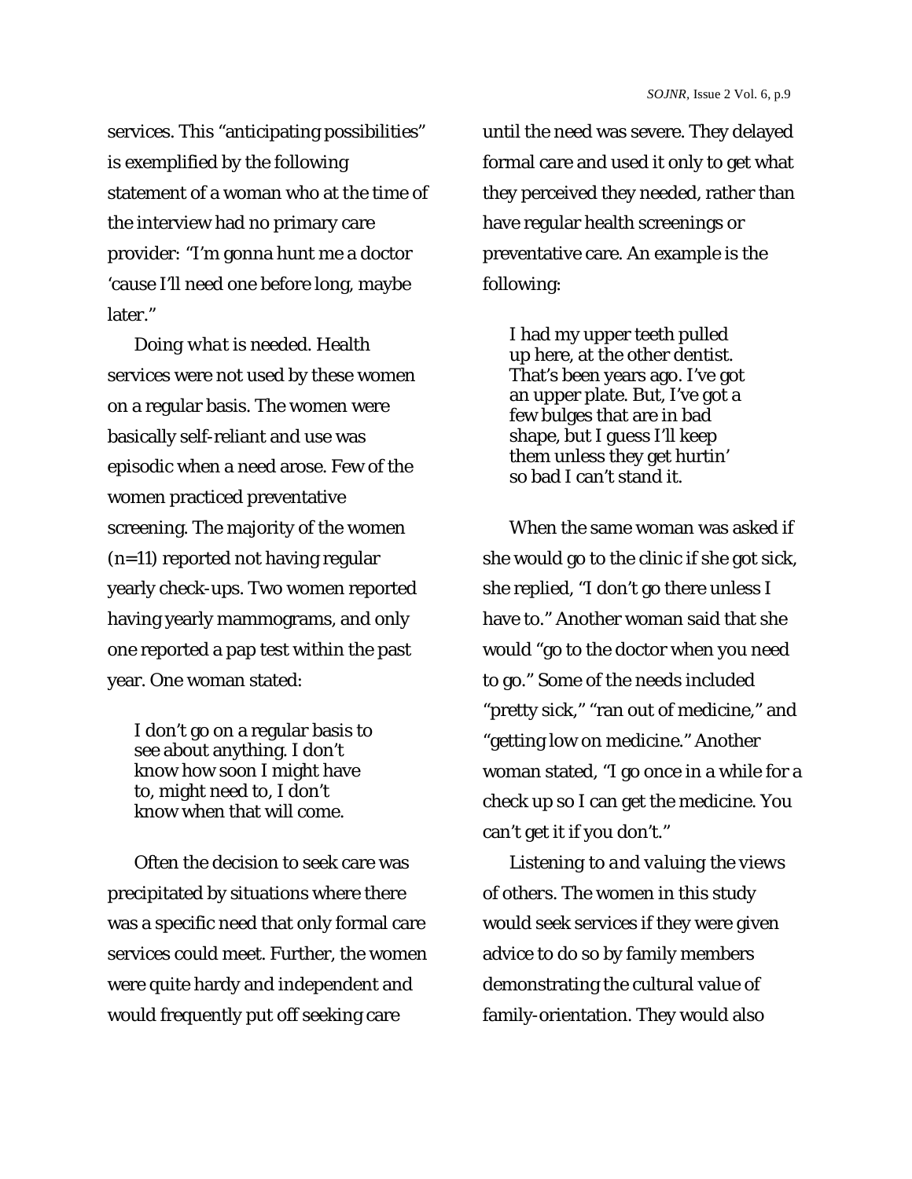services. This "anticipating possibilities" is exemplified by the following statement of a woman who at the time of the interview had no primary care provider: "I'm gonna hunt me a doctor 'cause I'll need one before long, maybe later."

*Doing what is needed.* Health services were not used by these women on a regular basis. The women were basically self-reliant and use was episodic when a need arose. Few of the women practiced preventative screening. The majority of the women (n=11) reported not having regular yearly check-ups. Two women reported having yearly mammograms, and only one reported a pap test within the past year. One woman stated:

> I don't go on a regular basis to see about anything. I don't know how soon I might have to, might need to, I don't know when that will come.

Often the decision to seek care was precipitated by situations where there was a specific need that only formal care services could meet. Further, the women were quite hardy and independent and would frequently put off seeking care until the need was severe. They delayed formal care and used it only to get what they perceived they needed, rather than have regular health screenings or preventative care. An example is the following:

> I had my upper teeth pulled up here, at the other dentist. That's been years ago. I've got an upper plate. But, I've got a few bulges that are in bad shape, but I guess I'll keep them unless they get hurtin' so bad I can't stand it.

When the same woman was asked if she would go to the clinic if she got sick, she replied, "I don't go there unless I have to." Another woman said that she would "go to the doctor when you need to go." Some of the needs included "pretty sick," "ran out of medicine," and "getting low on medicine." Another woman stated, "I go once in a while for a check up so I can get the medicine. You can't get it if you don't."

*Listening to and valuing the views of others.* The women in this study would seek services if they were given advice to do so by family members demonstrating the cultural value of family-orientation. They would also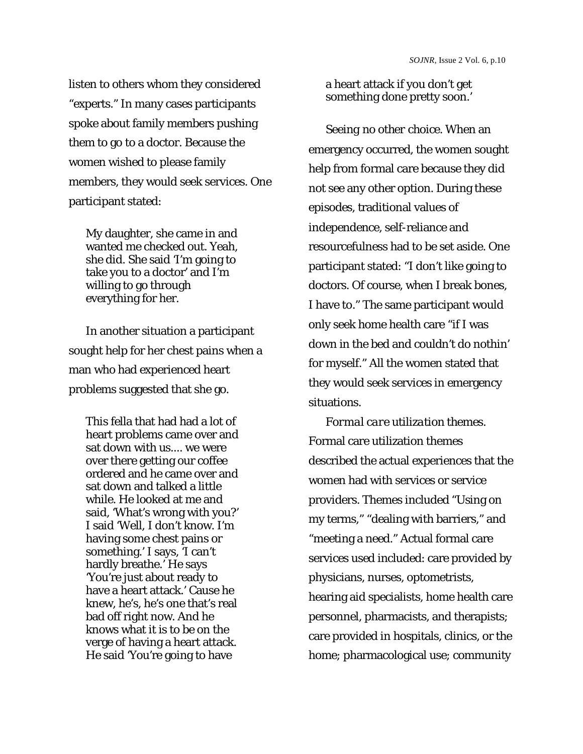listen to others whom they considered "experts." In many cases participants spoke about family members pushing them to go to a doctor. Because the women wished to please family members, they would seek services. One participant stated:

> My daughter, she came in and wanted me checked out. Yeah, she did. She said 'I'm going to take you to a doctor' and I'm willing to go through everything for her.

In another situation a participant sought help for her chest pains when a man who had experienced heart problems suggested that she go.

> This fella that had had a lot of heart problems came over and sat down with us.... we were over there getting our coffee ordered and he came over and sat down and talked a little while. He looked at me and said, 'What's wrong with you?' I said 'Well, I don't know. I'm having some chest pains or something.' I says, 'I can't hardly breathe.' He says 'You're just about ready to have a heart attack.' Cause he knew, he's, he's one that's real bad off right now. And he knows what it is to be on the verge of having a heart attack. He said 'You're going to have a heart attack if you don't get something done pretty soon.'

*Seeing no other choice*. When an emergency occurred, the women sought help from formal care because they did not see any other option. During these episodes, traditional values of independence, self-reliance and resourcefulness had to be set aside. One participant stated: "I don't like going to doctors. Of course, when I break bones, I have to." The same participant would only seek home health care "if I was down in the bed and couldn't do nothin' for myself." All the women stated that they would seek services in emergency situations.

*Formal care utilization themes*. Formal care utilization themes described the actual experiences that the women had with services or service providers. Themes included "Using on my terms," "dealing with barriers," and "meeting a need." Actual formal care services used included: care provided by physicians, nurses, optometrists, hearing aid specialists, home health care personnel, pharmacists, and therapists; care provided in hospitals, clinics, or the home; pharmacological use; community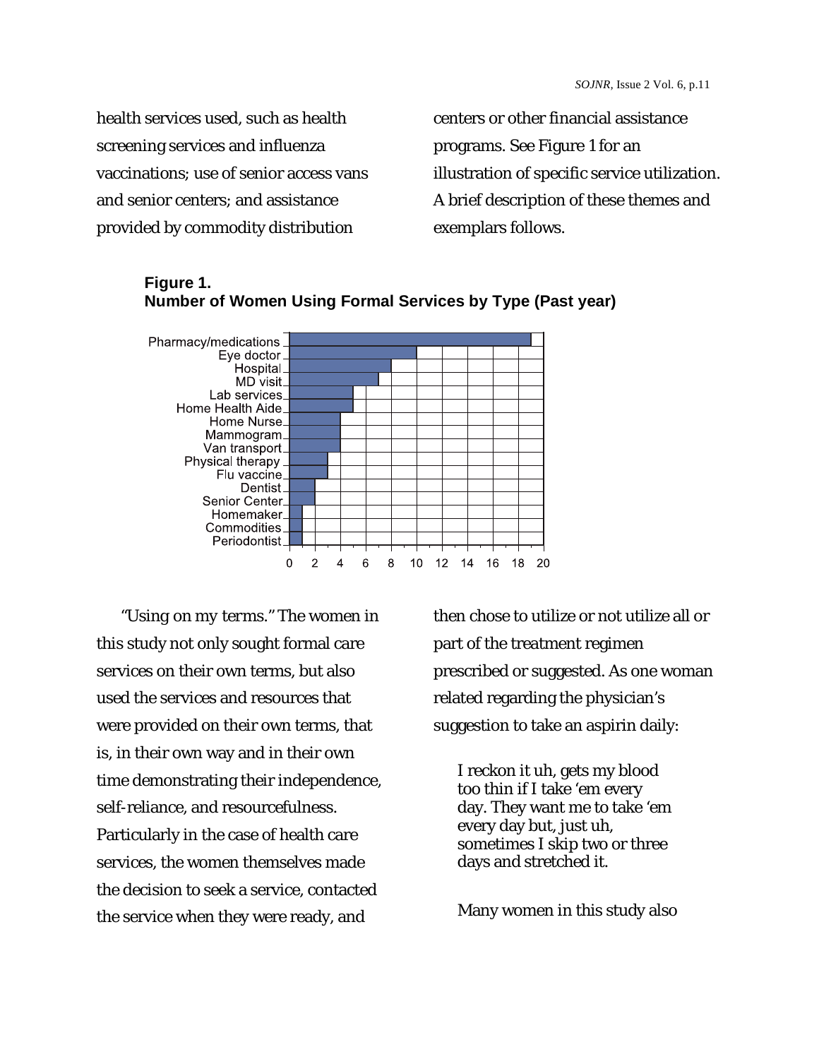health services used, such as health screening services and influenza vaccinations; use of senior access vans and senior centers; and assistance provided by commodity distribution centers or other financial assistance programs. See Figure 1 for an illustration of specific service utilization. A brief description of these themes and exemplars follows.

**Figure 1.**
**Number of Women Using Formal Services by Type (Past year)**

| Service | Number of Women |
|---|---|
| Pharmacy/medications | 19 |
| Eye doctor | 10 |
| Hospital | 8 |
| MD visit | 7 |
| Lab services | 5 |
| Home Health Aide | 5 |
| Home Nurse | 4 |
| Mammogram | 4 |
| Van transport | 4 |
| Physical therapy | 3 |
| Flu vaccine | 3 |
| Dentist | 2 |
| Senior Center | 2 |
| Homemaker | 1 |
| Commodities | 1 |
| Periodontist | 1 |

"Using on my terms." The women in this study not only sought formal care services on their own terms, but also used the services and resources that were provided on their own terms, that is, in their own way and in their own time demonstrating their independence, self-reliance, and resourcefulness. Particularly in the case of health care services, the women themselves made the decision to seek a service, contacted the service when they were ready, and then chose to utilize or not utilize all or part of the treatment regimen prescribed or suggested. As one woman related regarding the physician's suggestion to take an aspirin daily:

> I reckon it uh, gets my blood too thin if I take 'em every day. They want me to take 'em every day but, just uh, sometimes I skip two or three days and stretched it.

Many women in this study also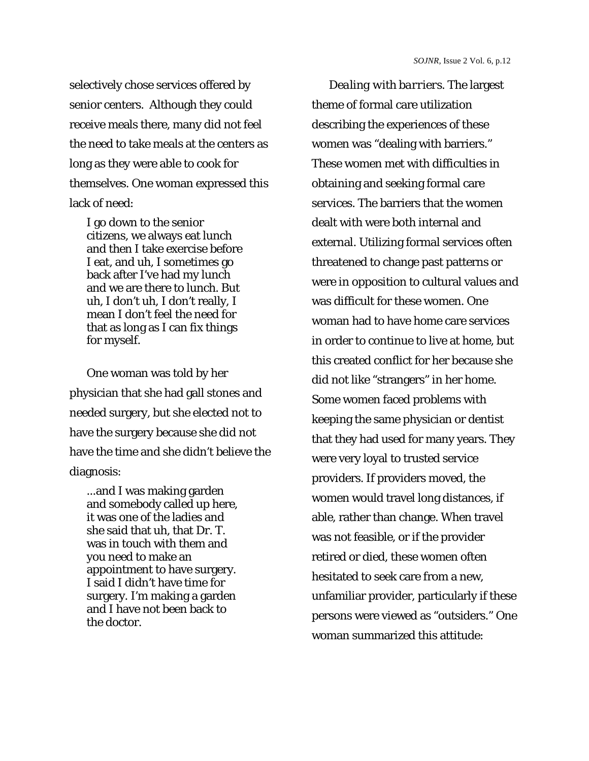selectively chose services offered by senior centers. Although they could receive meals there, many did not feel the need to take meals at the centers as long as they were able to cook for themselves. One woman expressed this lack of need:

> I go down to the senior citizens, we always eat lunch and then I take exercise before I eat, and uh, I sometimes go back after I've had my lunch and we are there to lunch. But uh, I don't uh, I don't really, I mean I don't feel the need for that as long as I can fix things for myself.

One woman was told by her physician that she had gall stones and needed surgery, but she elected not to have the surgery because she did not have the time and she didn't believe the diagnosis:

> ...and I was making garden and somebody called up here, it was one of the ladies and she said that uh, that Dr. T. was in touch with them and you need to make an appointment to have surgery. I said I didn't have time for surgery. I'm making a garden and I have not been back to the doctor.

*Dealing with barriers.* The largest theme of formal care utilization describing the experiences of these women was "dealing with barriers." These women met with difficulties in obtaining and seeking formal care services. The barriers that the women dealt with were both internal and external. Utilizing formal services often threatened to change past patterns or were in opposition to cultural values and was difficult for these women. One woman had to have home care services in order to continue to live at home, but this created conflict for her because she did not like "strangers" in her home. Some women faced problems with keeping the same physician or dentist that they had used for many years. They were very loyal to trusted service providers. If providers moved, the women would travel long distances, if able, rather than change. When travel was not feasible, or if the provider retired or died, these women often hesitated to seek care from a new, unfamiliar provider, particularly if these persons were viewed as "outsiders." One woman summarized this attitude: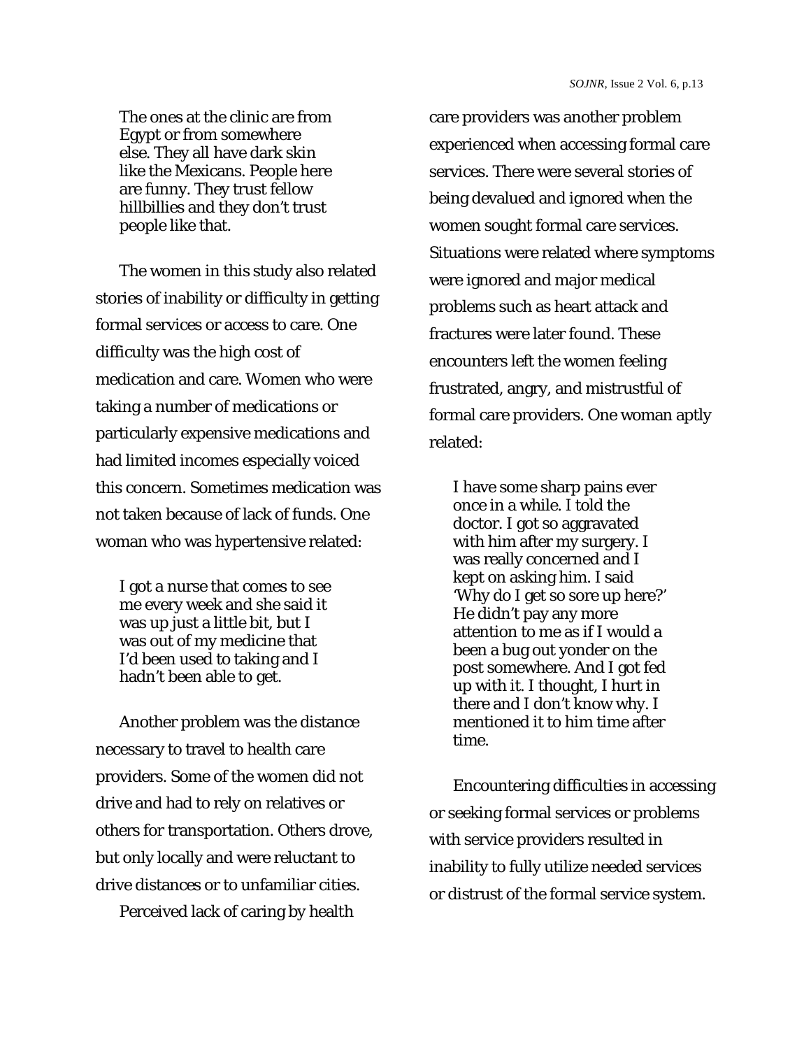> The ones at the clinic are from Egypt or from somewhere else. They all have dark skin like the Mexicans. People here are funny. They trust fellow hillbillies and they don't trust people like that.

The women in this study also related stories of inability or difficulty in getting formal services or access to care. One difficulty was the high cost of medication and care. Women who were taking a number of medications or particularly expensive medications and had limited incomes especially voiced this concern. Sometimes medication was not taken because of lack of funds. One woman who was hypertensive related:

> I got a nurse that comes to see me every week and she said it was up just a little bit, but I was out of my medicine that I'd been used to taking and I hadn't been able to get.

Another problem was the distance necessary to travel to health care providers. Some of the women did not drive and had to rely on relatives or others for transportation. Others drove, but only locally and were reluctant to drive distances or to unfamiliar cities.

Perceived lack of caring by health care providers was another problem experienced when accessing formal care services. There were several stories of being devalued and ignored when the women sought formal care services. Situations were related where symptoms were ignored and major medical problems such as heart attack and fractures were later found. These encounters left the women feeling frustrated, angry, and mistrustful of formal care providers. One woman aptly related:

> I have some sharp pains ever once in a while. I told the doctor. I got so aggravated with him after my surgery. I was really concerned and I kept on asking him. I said 'Why do I get so sore up here?' He didn't pay any more attention to me as if I would a been a bug out yonder on the post somewhere. And I got fed up with it. I thought, I hurt in there and I don't know why. I mentioned it to him time after time.

Encountering difficulties in accessing or seeking formal services or problems with service providers resulted in inability to fully utilize needed services or distrust of the formal service system.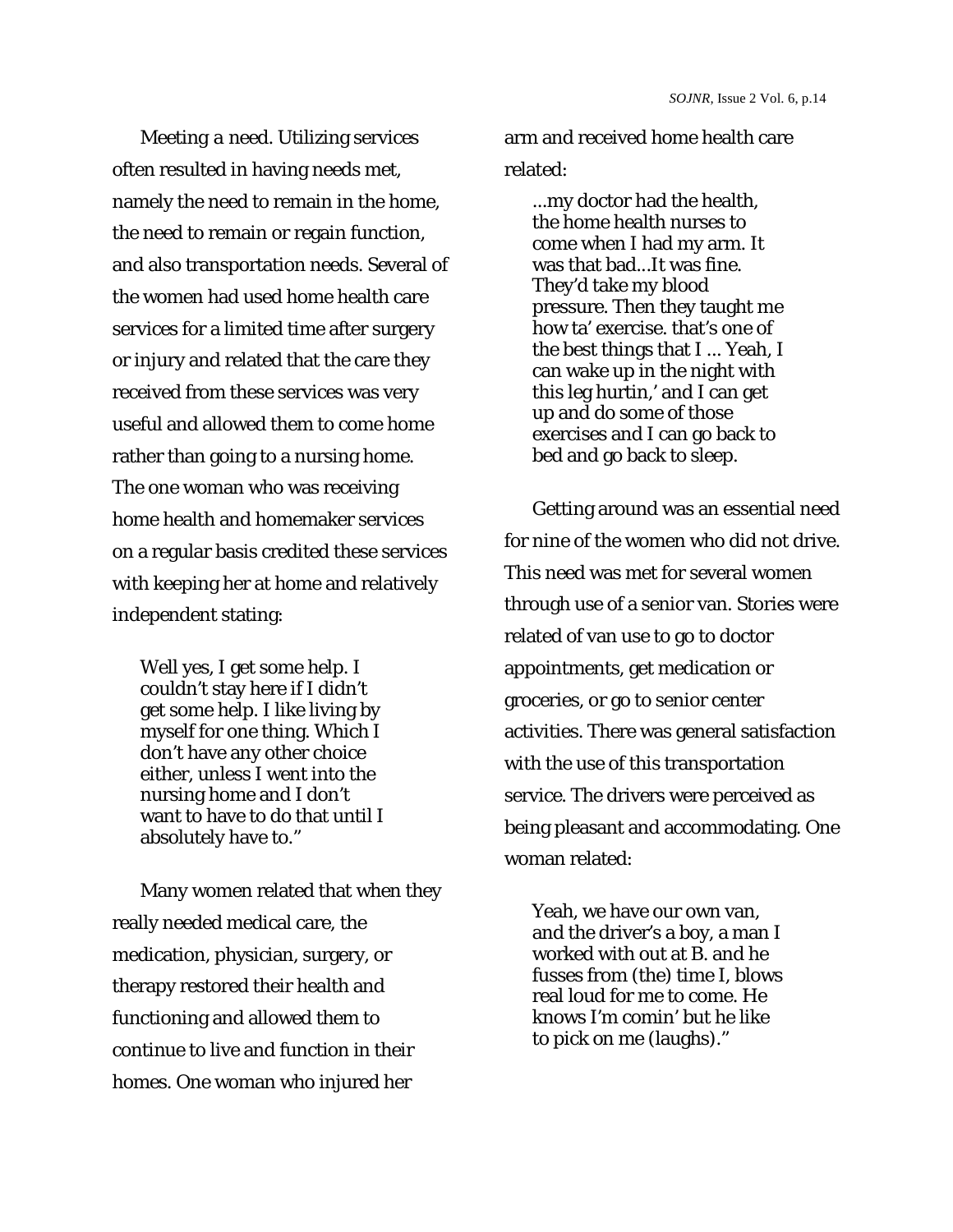*Meeting a need.* Utilizing services often resulted in having needs met, namely the need to remain in the home, the need to remain or regain function, and also transportation needs. Several of the women had used home health care services for a limited time after surgery or injury and related that the care they received from these services was very useful and allowed them to come home rather than going to a nursing home. The one woman who was receiving home health and homemaker services on a regular basis credited these services with keeping her at home and relatively independent stating:

> Well yes, I get some help. I couldn't stay here if I didn't get some help. I like living by myself for one thing. Which I don't have any other choice either, unless I went into the nursing home and I don't want to have to do that until I absolutely have to."

Many women related that when they really needed medical care, the medication, physician, surgery, or therapy restored their health and functioning and allowed them to continue to live and function in their homes. One woman who injured her arm and received home health care related:

> ...my doctor had the health, the home health nurses to come when I had my arm. It was that bad...It was fine. They'd take my blood pressure. Then they taught me how ta' exercise. that's one of the best things that I ... Yeah, I can wake up in the night with this leg hurtin,' and I can get up and do some of those exercises and I can go back to bed and go back to sleep.

Getting around was an essential need for nine of the women who did not drive. This need was met for several women through use of a senior van. Stories were related of van use to go to doctor appointments, get medication or groceries, or go to senior center activities. There was general satisfaction with the use of this transportation service. The drivers were perceived as being pleasant and accommodating. One woman related:

> Yeah, we have our own van, and the driver's a boy, a man I worked with out at B. and he fusses from (the) time I, blows real loud for me to come. He knows I'm comin' but he like to pick on me (laughs)."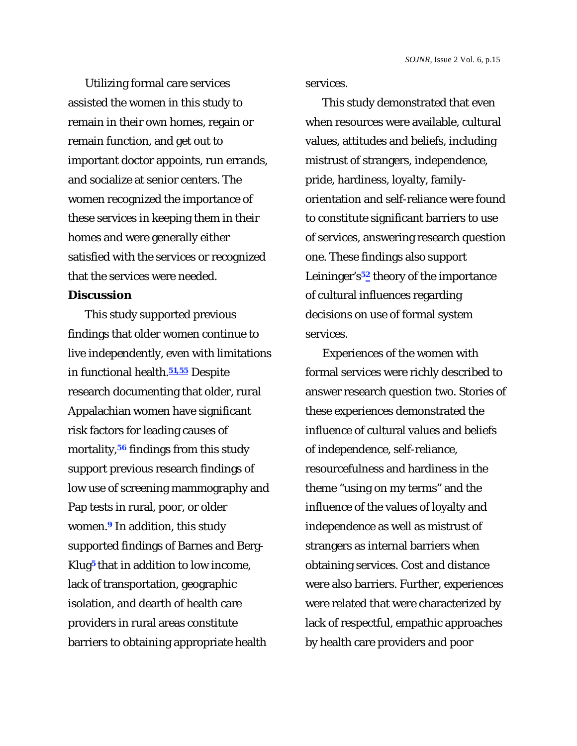Utilizing formal care services assisted the women in this study to remain in their own homes, regain or remain function, and get out to important doctor appoints, run errands, and socialize at senior centers. The women recognized the importance of these services in keeping them in their homes and were generally either satisfied with the services or recognized that the services were needed.

**Discussion**

This study supported previous findings that older women continue to live independently, even with limitations in functional health.[51,55] Despite research documenting that older, rural Appalachian women have significant risk factors for leading causes of mortality,[56] findings from this study support previous research findings of low use of screening mammography and Pap tests in rural, poor, or older women.[9] In addition, this study supported findings of Barnes and Berg-Klug[5] that in addition to low income, lack of transportation, geographic isolation, and dearth of health care providers in rural areas constitute barriers to obtaining appropriate health services.

This study demonstrated that even when resources were available, cultural values, attitudes and beliefs, including mistrust of strangers, independence, pride, hardiness, loyalty, family-orientation and self-reliance were found to constitute significant barriers to use of services, answering research question one. These findings also support Leininger's[52] theory of the importance of cultural influences regarding decisions on use of formal system services.

Experiences of the women with formal services were richly described to answer research question two. Stories of these experiences demonstrated the influence of cultural values and beliefs of independence, self-reliance, resourcefulness and hardiness in the theme "using on my terms" and the influence of the values of loyalty and independence as well as mistrust of strangers as internal barriers when obtaining services. Cost and distance were also barriers. Further, experiences were related that were characterized by lack of respectful, empathic approaches by health care providers and poor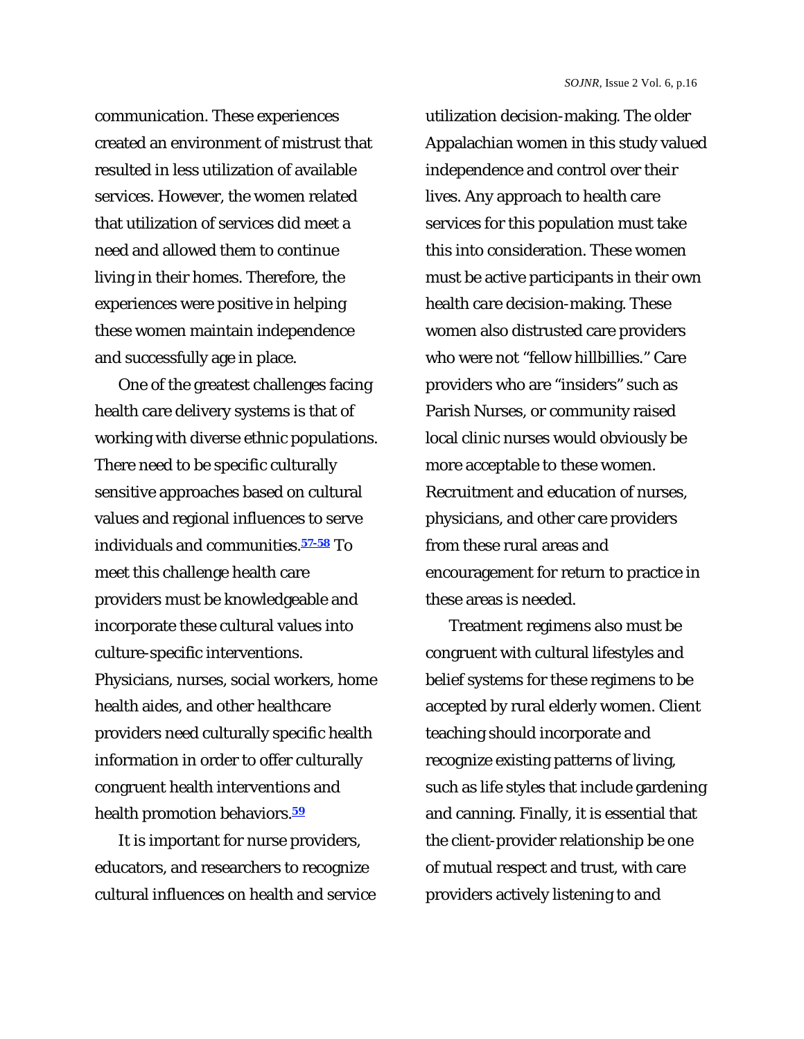communication. These experiences created an environment of mistrust that resulted in less utilization of available services. However, the women related that utilization of services did meet a need and allowed them to continue living in their homes. Therefore, the experiences were positive in helping these women maintain independence and successfully age in place.

One of the greatest challenges facing health care delivery systems is that of working with diverse ethnic populations. There need to be specific culturally sensitive approaches based on cultural values and regional influences to serve individuals and communities.[57-58] To meet this challenge health care providers must be knowledgeable and incorporate these cultural values into culture-specific interventions. Physicians, nurses, social workers, home health aides, and other healthcare providers need culturally specific health information in order to offer culturally congruent health interventions and health promotion behaviors.[59]

It is important for nurse providers, educators, and researchers to recognize cultural influences on health and service utilization decision-making. The older Appalachian women in this study valued independence and control over their lives. Any approach to health care services for this population must take this into consideration. These women must be active participants in their own health care decision-making. These women also distrusted care providers who were not “fellow hillbillies.” Care providers who are “insiders” such as Parish Nurses, or community raised local clinic nurses would obviously be more acceptable to these women. Recruitment and education of nurses, physicians, and other care providers from these rural areas and encouragement for return to practice in these areas is needed.

Treatment regimens also must be congruent with cultural lifestyles and belief systems for these regimens to be accepted by rural elderly women. Client teaching should incorporate and recognize existing patterns of living, such as life styles that include gardening and canning. Finally, it is essential that the client-provider relationship be one of mutual respect and trust, with care providers actively listening to and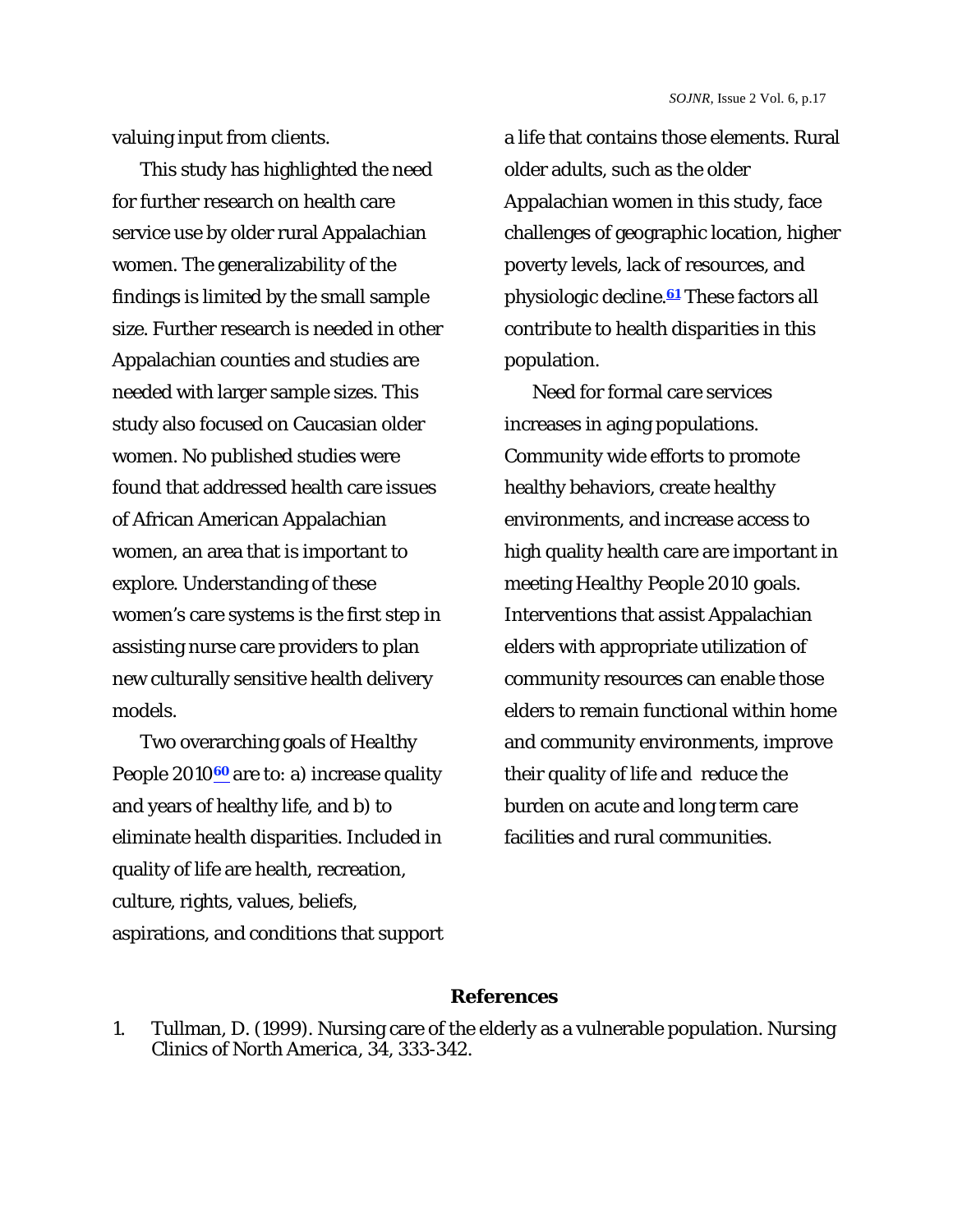valuing input from clients.

This study has highlighted the need for further research on health care service use by older rural Appalachian women. The generalizability of the findings is limited by the small sample size. Further research is needed in other Appalachian counties and studies are needed with larger sample sizes. This study also focused on Caucasian older women. No published studies were found that addressed health care issues of African American Appalachian women, an area that is important to explore. Understanding of these women's care systems is the first step in assisting nurse care providers to plan new culturally sensitive health delivery models.

Two overarching goals of *Healthy People 2010*[60] are to: a) increase quality and years of healthy life, and b) to eliminate health disparities. Included in quality of life are health, recreation, culture, rights, values, beliefs, aspirations, and conditions that support a life that contains those elements. Rural older adults, such as the older Appalachian women in this study, face challenges of geographic location, higher poverty levels, lack of resources, and physiologic decline.[61] These factors all contribute to health disparities in this population.

Need for formal care services increases in aging populations. Community wide efforts to promote healthy behaviors, create healthy environments, and increase access to high quality health care are important in meeting *Healthy People 2010* goals. Interventions that assist Appalachian elders with appropriate utilization of community resources can enable those elders to remain functional within home and community environments, improve their quality of life and reduce the burden on acute and long term care facilities and rural communities.

## References

1. Tullman, D. (1999). Nursing care of the elderly as a vulnerable population. *Nursing Clinics of North America, 34*, 333-342.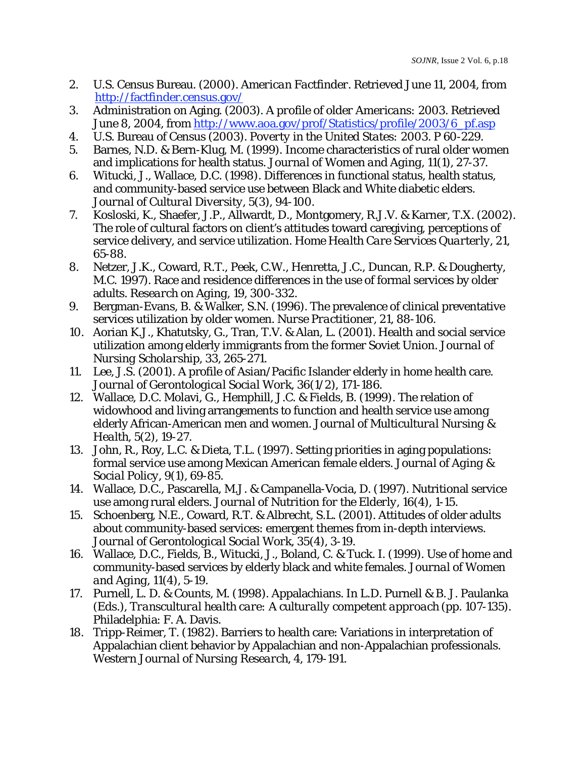2. U.S. Census Bureau. (2000). *American Factfinder*. Retrieved June 11, 2004, from [http://factfinder.census.gov/](http://factfinder.census.gov/)
3. Administration on Aging. (2003). *A profile of older Americans: 2003*. Retrieved June 8, 2004, from [http://www.aoa.gov/prof/Statistics/profile/2003/6_pf.asp](http://www.aoa.gov/prof/Statistics/profile/2003/6_pf.asp)
4. U.S. Bureau of Census (2003). *Poverty in the United States: 2003*. P 60-229.
5. Barnes, N.D. & Bern-Klug, M. (1999). Income characteristics of rural older women and implications for health status. *Journal of Women and Aging*, 11(1), 27-37.
6. Witucki, J., Wallace, D.C. (1998). Differences in functional status, health status, and community-based service use between Black and White diabetic elders. *Journal of Cultural Diversity*, 5(3), 94-100.
7. Kosloski, K., Shaefer, J.P., Allwardt, D., Montgomery, R.J.V. & Karner, T.X. (2002). The role of cultural factors on client's attitudes toward caregiving, perceptions of service delivery, and service utilization. *Home Health Care Services Quarterly*, 21, 65-88.
8. Netzer, J.K., Coward, R.T., Peek, C.W., Henretta, J.C., Duncan, R.P. & Dougherty, M.C. 1997). Race and residence differences in the use of formal services by older adults. *Research on Aging*, 19, 300-332.
9. Bergman-Evans, B. & Walker, S.N. (1996). The prevalence of clinical preventative services utilization by older women. *Nurse Practitioner*, 21, 88-106.
10. Aorian K.J., Khatutsky, G., Tran, T.V. & Alan, L. (2001). Health and social service utilization among elderly immigrants from the former Soviet Union. *Journal of Nursing Scholarship*, 33, 265-271.
11. Lee, J.S. (2001). A profile of Asian/Pacific Islander elderly in home health care. *Journal of Gerontological Social Work*, 36(1/2), 171-186.
12. Wallace, D.C. Molavi, G., Hemphill, J.C. & Fields, B. (1999). The relation of widowhood and living arrangements to function and health service use among elderly African-American men and women. *Journal of Multicultural Nursing & Health*, 5(2), 19-27.
13. John, R., Roy, L.C. & Dieta, T.L. (1997). Setting priorities in aging populations: formal service use among Mexican American female elders. *Journal of Aging & Social Policy*, 9(1), 69-85.
14. Wallace, D.C., Pascarella, M.J. & Campanella-Vocia, D. (1997). Nutritional service use among rural elders. *Journal of Nutrition for the Elderly*, 16(4), 1-15.
15. Schoenberg, N.E., Coward, R.T. & Albrecht, S.L. (2001). Attitudes of older adults about community-based services: emergent themes from in-depth interviews. *Journal of Gerontological Social Work*, 35(4), 3-19.
16. Wallace, D.C., Fields, B., Witucki, J., Boland, C. & Tuck. I. (1999). Use of home and community-based services by elderly black and white females. *Journal of Women and Aging*, 11(4), 5-19.
17. Purnell, L. D. & Counts, M. (1998). Appalachians. In L.D. Purnell & B. J. Paulanka (Eds.), *Transcultural health care: A culturally competent approach* (pp. 107-135). Philadelphia: F. A. Davis.
18. Tripp-Reimer, T. (1982). Barriers to health care: Variations in interpretation of Appalachian client behavior by Appalachian and non-Appalachian professionals. *Western Journal of Nursing Research*, 4, 179-191.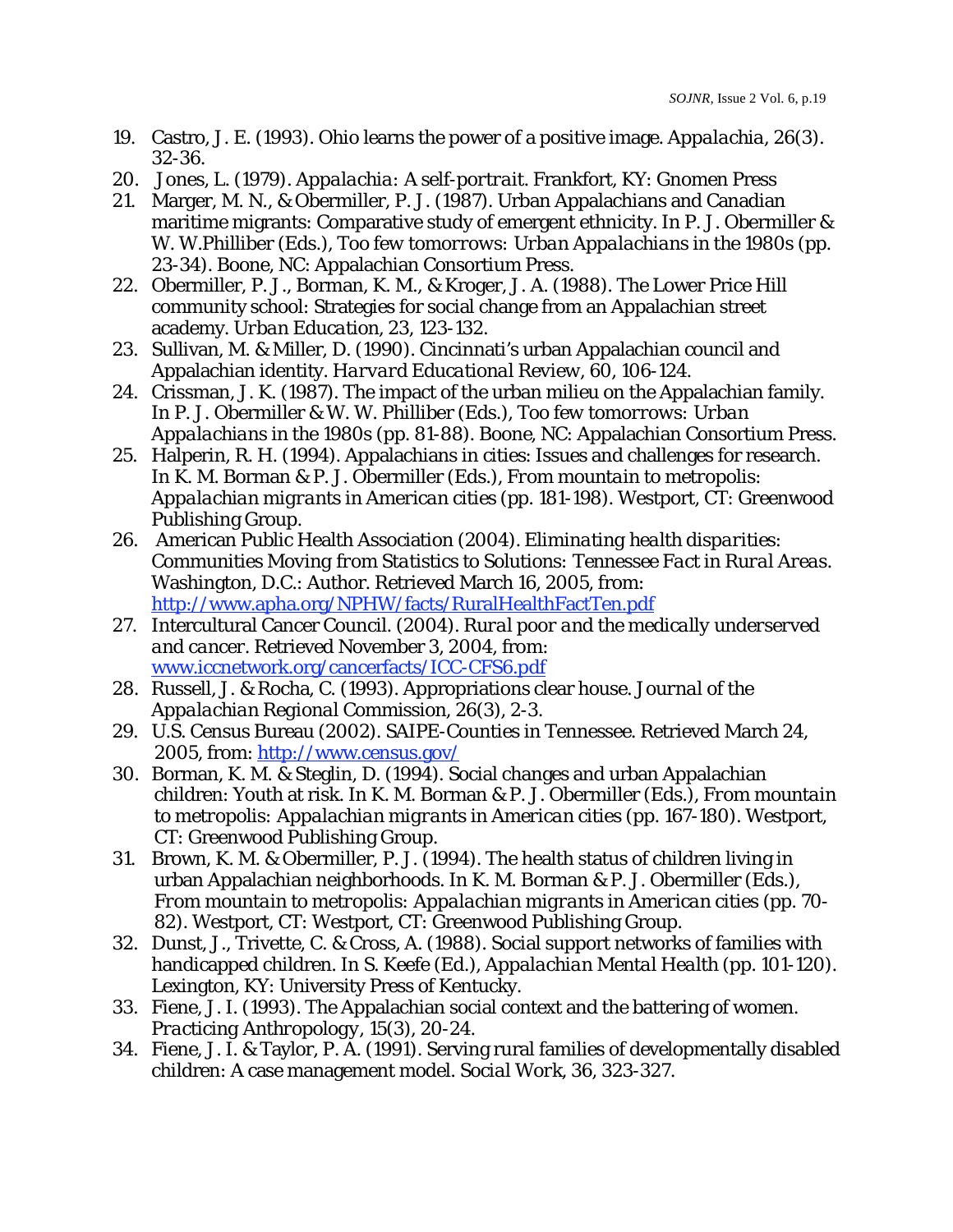19. Castro, J. E. (1993). Ohio learns the power of a positive image. *Appalachia*, 26(3). 32-36.
20. Jones, L. (1979). *Appalachia: A self-portrait*. Frankfort, KY: Gnomen Press
21. Marger, M. N., & Obermiller, P. J. (1987). Urban Appalachians and Canadian maritime migrants: Comparative study of emergent ethnicity. In P. J. Obermiller & W. W.Philliber (Eds.), *Too few tomorrows: Urban Appalachians in the 1980s* (pp. 23-34). Boone, NC: Appalachian Consortium Press.
22. Obermiller, P. J., Borman, K. M., & Kroger, J. A. (1988). The Lower Price Hill community school: Strategies for social change from an Appalachian street academy. *Urban Education*, 23, 123-132.
23. Sullivan, M. & Miller, D. (1990). Cincinnati's urban Appalachian council and Appalachian identity. *Harvard Educational Review*, 60, 106-124.
24. Crissman, J. K. (1987). The impact of the urban milieu on the Appalachian family. In P. J. Obermiller & W. W. Philliber (Eds.), *Too few tomorrows: Urban Appalachians in the 1980s* (pp. 81-88). Boone, NC: Appalachian Consortium Press.
25. Halperin, R. H. (1994). Appalachians in cities: Issues and challenges for research. In K. M. Borman & P. J. Obermiller (Eds.), *From mountain to metropolis: Appalachian migrants in American cities* (pp. 181-198). Westport, CT: Greenwood Publishing Group.
26. American Public Health Association (2004). *Eliminating health disparities: Communities Moving from Statistics to Solutions: Tennessee Fact in Rural Areas*. Washington, D.C.: Author. Retrieved March 16, 2005, from: http://www.apha.org/NPHW/facts/RuralHealthFactTen.pdf
27. Intercultural Cancer Council. (2004). *Rural poor and the medically underserved and cancer*. Retrieved November 3, 2004, from: www.iccnetwork.org/cancerfacts/ICC-CFS6.pdf
28. Russell, J. & Rocha, C. (1993). Appropriations clear house. *Journal of the Appalachian Regional Commission*, 26(3), 2-3.
29. U.S. Census Bureau (2002). SAIPE-Counties in Tennessee. Retrieved March 24, 2005, from: http://www.census.gov/
30. Borman, K. M. & Steglin, D. (1994). Social changes and urban Appalachian children: Youth at risk. In K. M. Borman & P. J. Obermiller (Eds.), *From mountain to metropolis: Appalachian migrants in American cities* (pp. 167-180). Westport, CT: Greenwood Publishing Group.
31. Brown, K. M. & Obermiller, P. J. (1994). The health status of children living in urban Appalachian neighborhoods. In K. M. Borman & P. J. Obermiller (Eds.), *From mountain to metropolis: Appalachian migrants in American cities* (pp. 70-82). Westport, CT: Westport, CT: Greenwood Publishing Group.
32. Dunst, J., Trivette, C. & Cross, A. (1988). Social support networks of families with handicapped children. In S. Keefe (Ed.), *Appalachian Mental Health* (pp. 101-120). Lexington, KY: University Press of Kentucky.
33. Fiene, J. I. (1993). The Appalachian social context and the battering of women. *Practicing Anthropology*, 15(3), 20-24.
34. Fiene, J. I. & Taylor, P. A. (1991). Serving rural families of developmentally disabled children: A case management model. *Social Work*, 36, 323-327.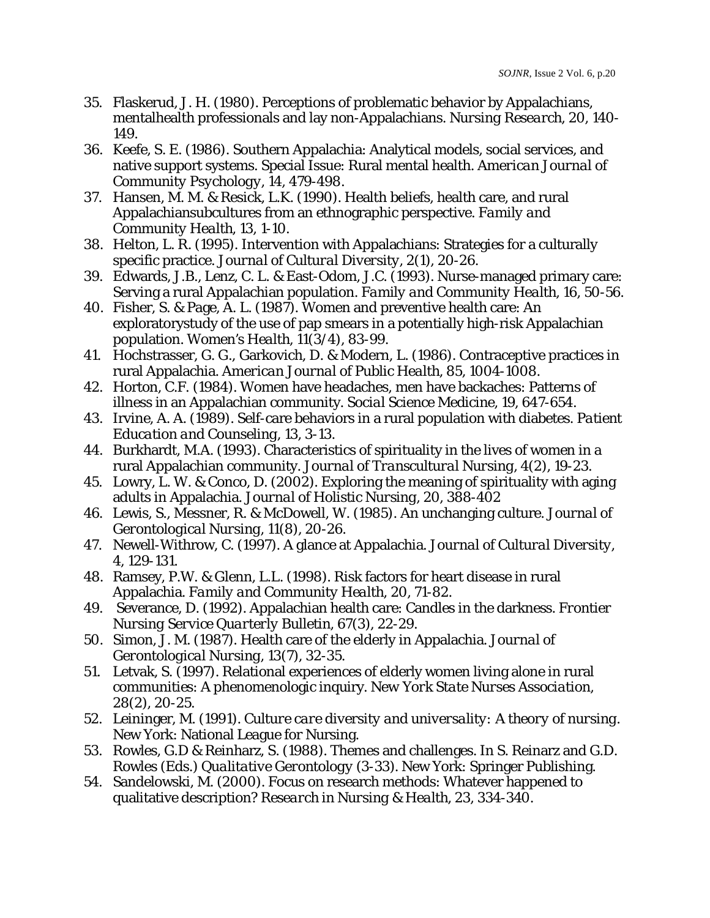35. Flaskerud, J. H. (1980). Perceptions of problematic behavior by Appalachians, mentalhealth professionals and lay non-Appalachians. *Nursing Research, 20*, 140-149.
36. Keefe, S. E. (1986). Southern Appalachia: Analytical models, social services, and native support systems. Special Issue: Rural mental health. *American Journal of Community Psychology, 14*, 479-498.
37. Hansen, M. M. & Resick, L.K. (1990). Health beliefs, health care, and rural Appalachiansubcultures from an ethnographic perspective. *Family and Community Health, 13*, 1-10.
38. Helton, L. R. (1995). Intervention with Appalachians: Strategies for a culturally specific practice. *Journal of Cultural Diversity, 2*(1), 20-26.
39. Edwards, J.B., Lenz, C. L. & East-Odom, J.C. (1993). Nurse-managed primary care: Serving a rural Appalachian population. *Family and Community Health, 16*, 50-56.
40. Fisher, S. & Page, A. L. (1987). Women and preventive health care: An exploratorystudy of the use of pap smears in a potentially high-risk Appalachian population. *Women's Health, 11*(3/4), 83-99.
41. Hochstrasser, G. G., Garkovich, D. & Modern, L. (1986). Contraceptive practices in rural Appalachia. *American Journal of Public Health, 85*, 1004-1008.
42. Horton, C.F. (1984). Women have headaches, men have backaches: Patterns of illness in an Appalachian community. *Social Science Medicine, 19*, 647-654.
43. Irvine, A. A. (1989). Self-care behaviors in a rural population with diabetes. *Patient Education and Counseling, 13*, 3-13.
44. Burkhardt, M.A. (1993). Characteristics of spirituality in the lives of women in a rural Appalachian community. *Journal of Transcultural Nursing, 4*(2), 19-23.
45. Lowry, L. W. & Conco, D. (2002). Exploring the meaning of spirituality with aging adults in Appalachia. *Journal of Holistic Nursing, 20*, 388-402
46. Lewis, S., Messner, R. & McDowell, W. (1985). An unchanging culture. *Journal of Gerontological Nursing, 11*(8), 20-26.
47. Newell-Withrow, C. (1997). A glance at Appalachia. *Journal of Cultural Diversity, 4*, 129-131.
48. Ramsey, P.W. & Glenn, L.L. (1998). Risk factors for heart disease in rural Appalachia. *Family and Community Health, 20*, 71-82.
49. Severance, D. (1992). Appalachian health care: Candles in the darkness. *Frontier Nursing Service Quarterly Bulletin, 67*(3), 22-29.
50. Simon, J. M. (1987). Health care of the elderly in Appalachia. *Journal of Gerontological Nursing, 13*(7), 32-35.
51. Letvak, S. (1997). Relational experiences of elderly women living alone in rural communities: A phenomenologic inquiry. *New York State Nurses Association, 28*(2), 20-25.
52. Leininger, M. (1991). *Culture care diversity and universality: A theory of nursing.* New York: National League for Nursing.
53. Rowles, G.D & Reinharz, S. (1988). Themes and challenges. In S. Reinarz and G.D. Rowles (Eds.) *Qualitative Gerontology* (3-33). New York: Springer Publishing.
54. Sandelowski, M. (2000). Focus on research methods: Whatever happened to qualitative description? *Research in Nursing & Health, 23*, 334-340.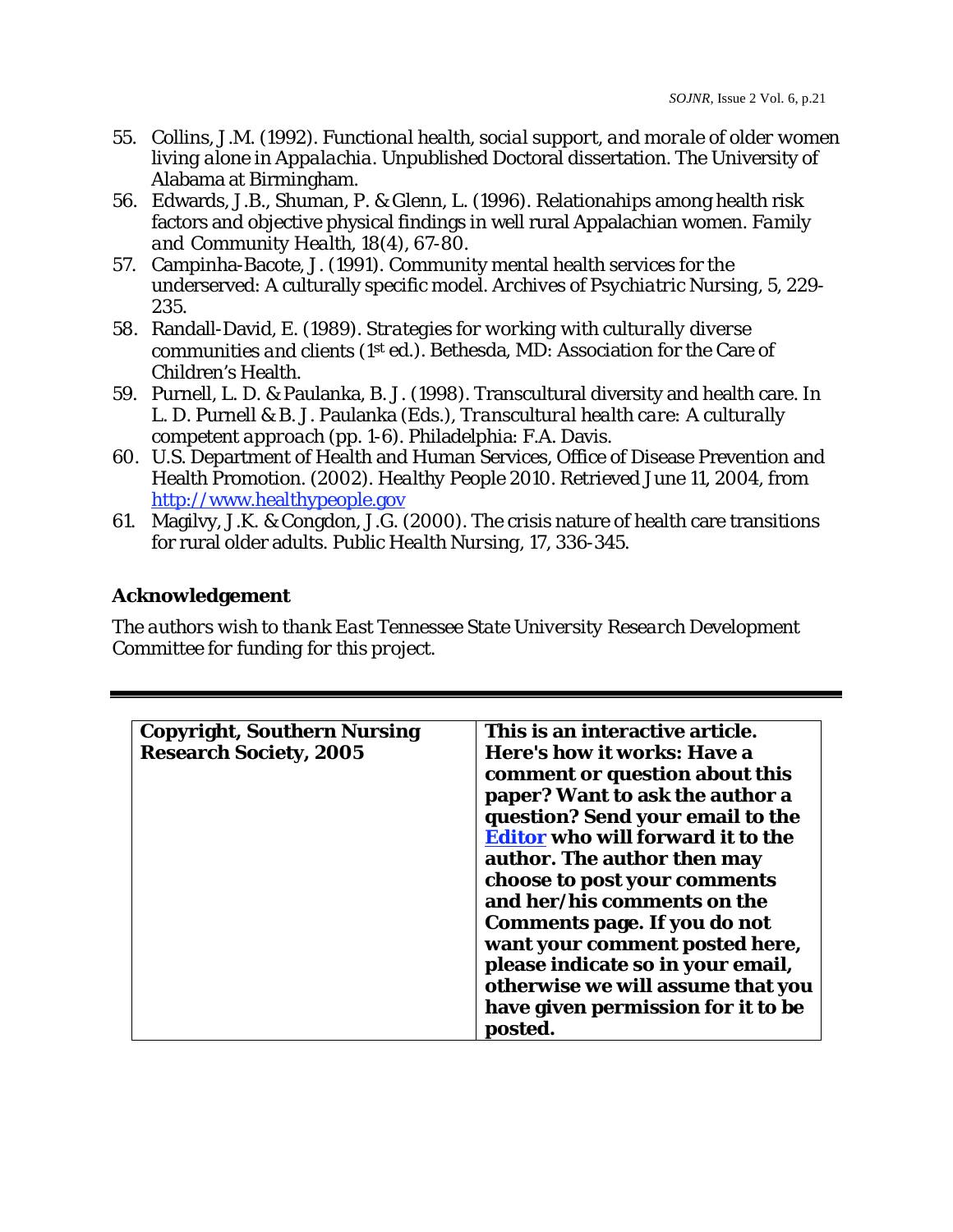55. Collins, J.M. (1992). *Functional health, social support, and morale of older women living alone in Appalachia*. Unpublished Doctoral dissertation. The University of Alabama at Birmingham.
56. Edwards, J.B., Shuman, P. & Glenn, L. (1996). Relationahips among health risk factors and objective physical findings in well rural Appalachian women. *Family and Community Health, 18*(4), 67-80.
57. Campinha-Bacote, J. (1991). Community mental health services for the underserved: A culturally specific model. *Archives of Psychiatric Nursing, 5*, 229-235.
58. Randall-David, E. (1989). *Strategies for working with culturally diverse communities and clients* (1st ed.). Bethesda, MD: Association for the Care of Children's Health.
59. Purnell, L. D. & Paulanka, B. J. (1998). Transcultural diversity and health care. In L. D. Purnell & B. J. Paulanka (Eds.), *Transcultural health care: A culturally competent approach* (pp. 1-6). Philadelphia: F.A. Davis.
60. U.S. Department of Health and Human Services, Office of Disease Prevention and Health Promotion. (2002). *Healthy People 2010*. Retrieved June 11, 2004, from http://www.healthypeople.gov
61. Magilvy, J.K. & Congdon, J.G. (2000). The crisis nature of health care transitions for rural older adults. *Public Health Nursing, 17*, 336-345.

## Acknowledgement

*The authors wish to thank East Tennessee State University Research Development Committee for funding for this project.*

| | |
|---|---|
| **Copyright, Southern Nursing Research Society, 2005** | **This is an interactive article. Here's how it works: Have a comment or question about this paper? Want to ask the author a question? Send your email to the Editor who will forward it to the author. The author then may choose to post your comments and her/his comments on the Comments page. If you do not want your comment posted here, please indicate so in your email, otherwise we will assume that you have given permission for it to be posted.** |